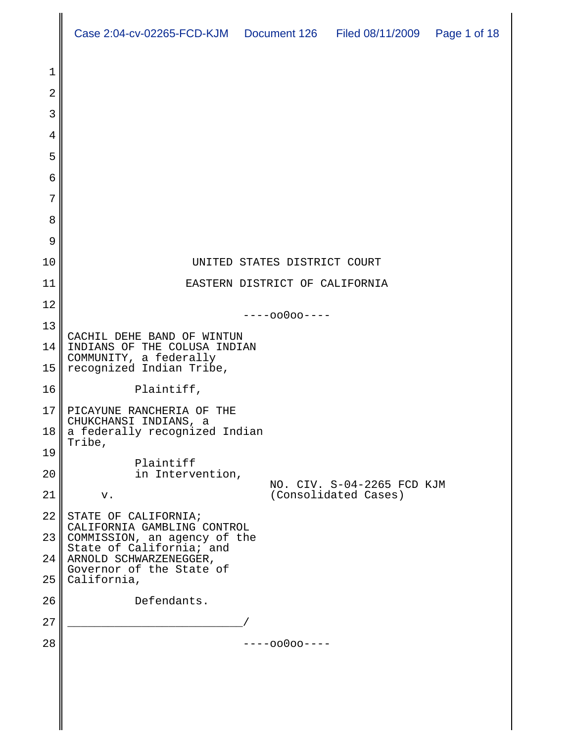UNITED STATES DISTRICT COURT

EASTERN DISTRICT OF CALIFORNIA

----oo0oo----

CACHIL DEHE BAND OF WINTUN INDIANS OF THE COLUSA INDIAN COMMUNITY, a federally recognized Indian Tribe,

Plaintiff,

PICAYUNE RANCHERIA OF THE CHUKCHANSI INDIANS, a a federally recognized Indian Tribe,

Plaintiff in Intervention,

v.

NO. CIV. S-04-2265 FCD KJM
(Consolidated Cases)

STATE OF CALIFORNIA; CALIFORNIA GAMBLING CONTROL COMMISSION, an agency of the State of California; and ARNOLD SCHWARZENEGGER, Governor of the State of California,

Defendants.

_________________________/

----oo0oo----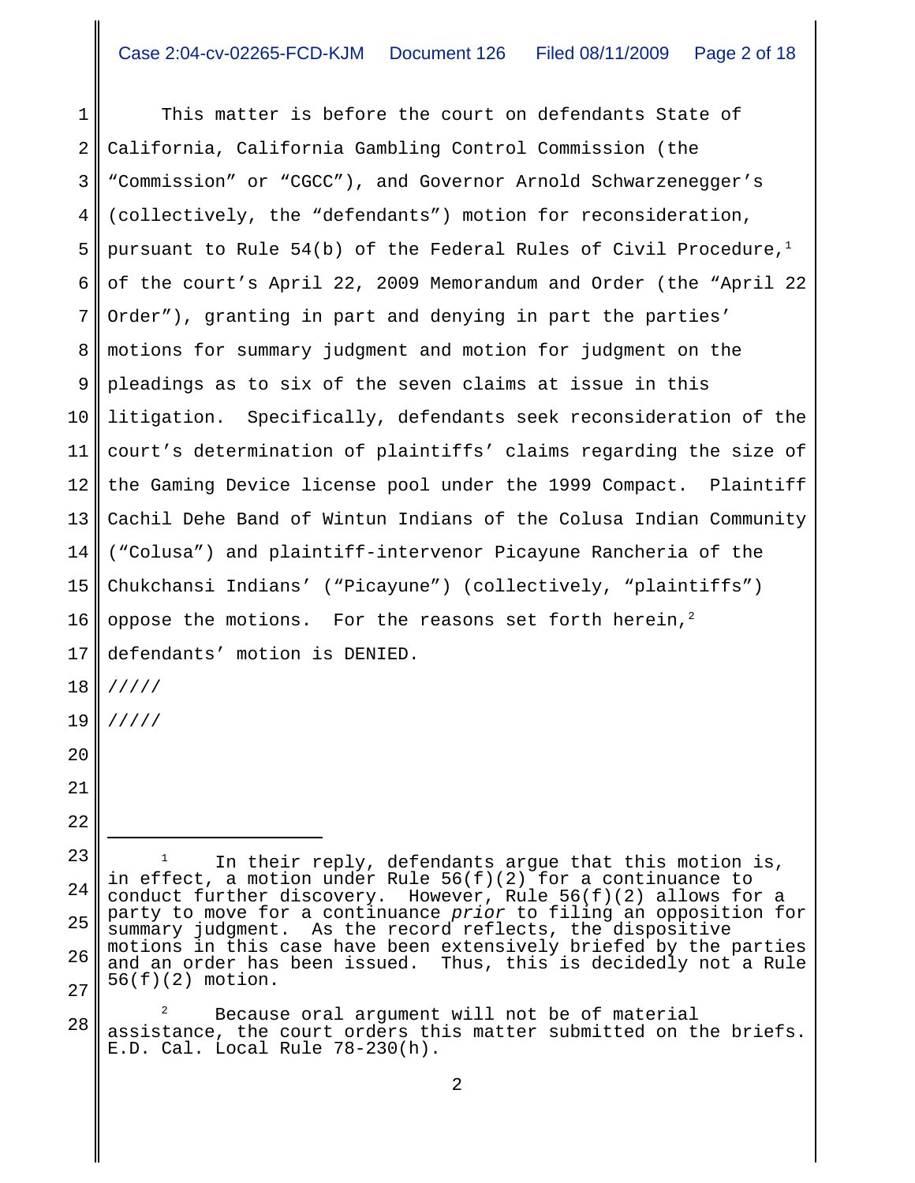This matter is before the court on defendants State of California, California Gambling Control Commission (the "Commission" or "CGCC"), and Governor Arnold Schwarzenegger's (collectively, the "defendants") motion for reconsideration, pursuant to Rule 54(b) of the Federal Rules of Civil Procedure,[1] of the court's April 22, 2009 Memorandum and Order (the "April 22 Order"), granting in part and denying in part the parties' motions for summary judgment and motion for judgment on the pleadings as to six of the seven claims at issue in this litigation. Specifically, defendants seek reconsideration of the court's determination of plaintiffs' claims regarding the size of the Gaming Device license pool under the 1999 Compact. Plaintiff Cachil Dehe Band of Wintun Indians of the Colusa Indian Community ("Colusa") and plaintiff-intervenor Picayune Rancheria of the Chukchansi Indians' ("Picayune") (collectively, "plaintiffs") oppose the motions. For the reasons set forth herein,[2] defendants' motion is DENIED.

/////

/////

---

[1] In their reply, defendants argue that this motion is, in effect, a motion under Rule 56(f)(2) for a continuance to conduct further discovery. However, Rule 56(f)(2) allows for a party to move for a continuance *prior* to filing an opposition for summary judgment. As the record reflects, the dispositive motions in this case have been extensively briefed by the parties and an order has been issued. Thus, this is decidedly not a Rule 56(f)(2) motion.

[2] Because oral argument will not be of material assistance, the court orders this matter submitted on the briefs. E.D. Cal. Local Rule 78-230(h).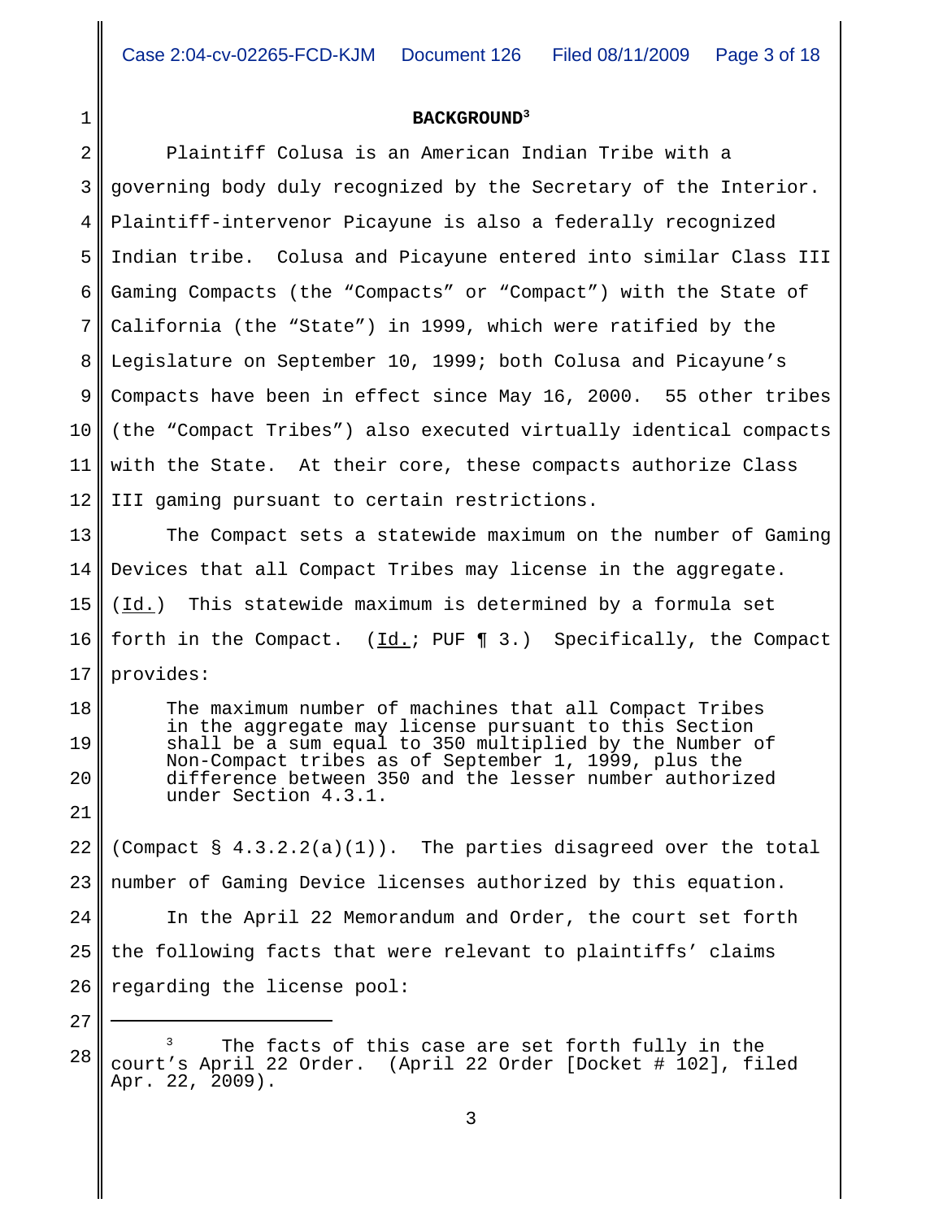## BACKGROUND[3]

Plaintiff Colusa is an American Indian Tribe with a governing body duly recognized by the Secretary of the Interior. Plaintiff-intervenor Picayune is also a federally recognized Indian tribe. Colusa and Picayune entered into similar Class III Gaming Compacts (the "Compacts" or "Compact") with the State of California (the "State") in 1999, which were ratified by the Legislature on September 10, 1999; both Colusa and Picayune's Compacts have been in effect since May 16, 2000. 55 other tribes (the "Compact Tribes") also executed virtually identical compacts with the State. At their core, these compacts authorize Class III gaming pursuant to certain restrictions.

The Compact sets a statewide maximum on the number of Gaming Devices that all Compact Tribes may license in the aggregate. (Id.) This statewide maximum is determined by a formula set forth in the Compact. (Id.; PUF ¶ 3.) Specifically, the Compact provides:

> The maximum number of machines that all Compact Tribes in the aggregate may license pursuant to this Section shall be a sum equal to 350 multiplied by the Number of Non-Compact tribes as of September 1, 1999, plus the difference between 350 and the lesser number authorized under Section 4.3.1.

(Compact § 4.3.2.2(a)(1)). The parties disagreed over the total number of Gaming Device licenses authorized by this equation.

In the April 22 Memorandum and Order, the court set forth the following facts that were relevant to plaintiffs' claims regarding the license pool:

---

[3] The facts of this case are set forth fully in the court's April 22 Order. (April 22 Order [Docket # 102], filed Apr. 22, 2009).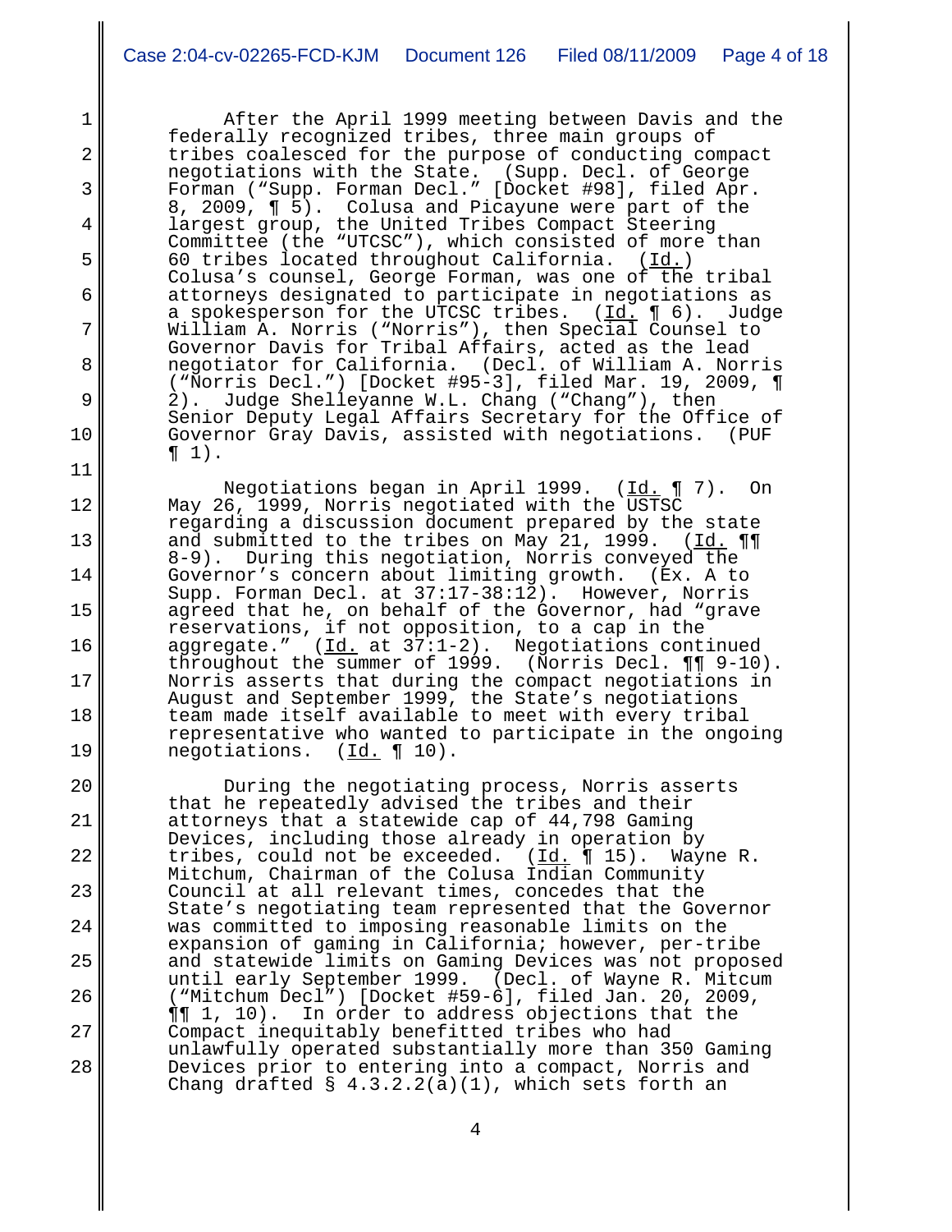After the April 1999 meeting between Davis and the federally recognized tribes, three main groups of tribes coalesced for the purpose of conducting compact negotiations with the State. (Supp. Decl. of George Forman ("Supp. Forman Decl." [Docket #98], filed Apr. 8, 2009, ¶ 5). Colusa and Picayune were part of the largest group, the United Tribes Compact Steering Committee (the "UTCSC"), which consisted of more than 60 tribes located throughout California. (Id.) Colusa's counsel, George Forman, was one of the tribal attorneys designated to participate in negotiations as a spokesperson for the UTCSC tribes. (Id. ¶ 6). Judge William A. Norris ("Norris"), then Special Counsel to Governor Davis for Tribal Affairs, acted as the lead negotiator for California. (Decl. of William A. Norris ("Norris Decl.") [Docket #95-3], filed Mar. 19, 2009, ¶ 2). Judge Shelleyanne W.L. Chang ("Chang"), then Senior Deputy Legal Affairs Secretary for the Office of Governor Gray Davis, assisted with negotiations. (PUF ¶ 1).

Negotiations began in April 1999. (Id. ¶ 7). On May 26, 1999, Norris negotiated with the USTSC regarding a discussion document prepared by the state and submitted to the tribes on May 21, 1999. (Id. ¶¶ 8-9). During this negotiation, Norris conveyed the Governor's concern about limiting growth. (Ex. A to Supp. Forman Decl. at 37:17-38:12). However, Norris agreed that he, on behalf of the Governor, had "grave reservations, if not opposition, to a cap in the aggregate." (Id. at 37:1-2). Negotiations continued throughout the summer of 1999. (Norris Decl. ¶¶ 9-10). Norris asserts that during the compact negotiations in August and September 1999, the State's negotiations team made itself available to meet with every tribal representative who wanted to participate in the ongoing negotiations. (Id. ¶ 10).

During the negotiating process, Norris asserts that he repeatedly advised the tribes and their attorneys that a statewide cap of 44,798 Gaming Devices, including those already in operation by tribes, could not be exceeded. (Id. ¶ 15). Wayne R. Mitchum, Chairman of the Colusa Indian Community Council at all relevant times, concedes that the State's negotiating team represented that the Governor was committed to imposing reasonable limits on the expansion of gaming in California; however, per-tribe and statewide limits on Gaming Devices was not proposed until early September 1999. (Decl. of Wayne R. Mitcum ("Mitchum Decl") [Docket #59-6], filed Jan. 20, 2009, ¶¶ 1, 10). In order to address objections that the Compact inequitably benefitted tribes who had unlawfully operated substantially more than 350 Gaming Devices prior to entering into a compact, Norris and Chang drafted § 4.3.2.2(a)(1), which sets forth an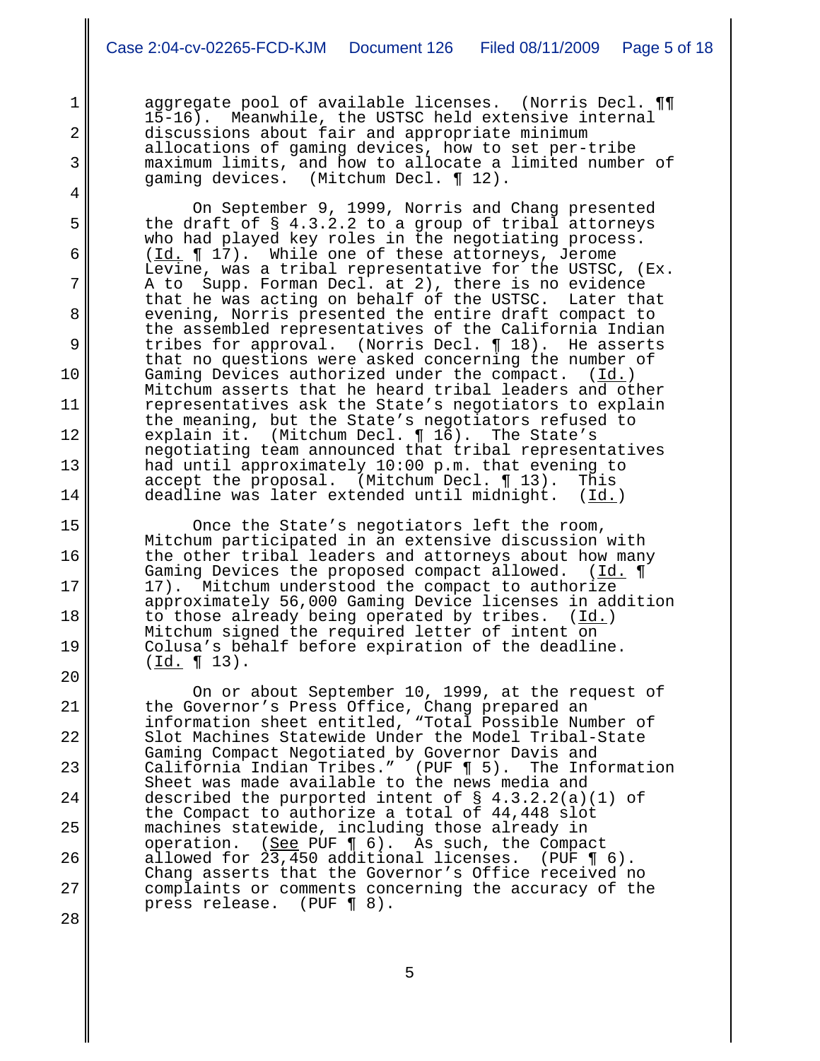aggregate pool of available licenses. (Norris Decl. ¶¶ 15-16). Meanwhile, the USTSC held extensive internal discussions about fair and appropriate minimum allocations of gaming devices, how to set per-tribe maximum limits, and how to allocate a limited number of gaming devices. (Mitchum Decl. ¶ 12).

On September 9, 1999, Norris and Chang presented the draft of § 4.3.2.2 to a group of tribal attorneys who had played key roles in the negotiating process. (Id. ¶ 17). While one of these attorneys, Jerome Levine, was a tribal representative for the USTSC, (Ex. A to Supp. Forman Decl. at 2), there is no evidence that he was acting on behalf of the USTSC. Later that evening, Norris presented the entire draft compact to the assembled representatives of the California Indian tribes for approval. (Norris Decl. ¶ 18). He asserts that no questions were asked concerning the number of Gaming Devices authorized under the compact. (Id.) Mitchum asserts that he heard tribal leaders and other representatives ask the State's negotiators to explain the meaning, but the State's negotiators refused to explain it. (Mitchum Decl. ¶ 16). The State's negotiating team announced that tribal representatives had until approximately 10:00 p.m. that evening to accept the proposal. (Mitchum Decl. ¶ 13). This deadline was later extended until midnight. (Id.)

Once the State's negotiators left the room, Mitchum participated in an extensive discussion with the other tribal leaders and attorneys about how many Gaming Devices the proposed compact allowed. (Id. ¶ 17). Mitchum understood the compact to authorize approximately 56,000 Gaming Device licenses in addition to those already being operated by tribes. (Id.) Mitchum signed the required letter of intent on Colusa's behalf before expiration of the deadline. (Id. ¶ 13).

On or about September 10, 1999, at the request of the Governor's Press Office, Chang prepared an information sheet entitled, "Total Possible Number of Slot Machines Statewide Under the Model Tribal-State Gaming Compact Negotiated by Governor Davis and California Indian Tribes." (PUF ¶ 5). The Information Sheet was made available to the news media and described the purported intent of § 4.3.2.2(a)(1) of the Compact to authorize a total of 44,448 slot machines statewide, including those already in operation. (See PUF ¶ 6). As such, the Compact allowed for 23,450 additional licenses. (PUF ¶ 6). Chang asserts that the Governor's Office received no complaints or comments concerning the accuracy of the press release. (PUF ¶ 8).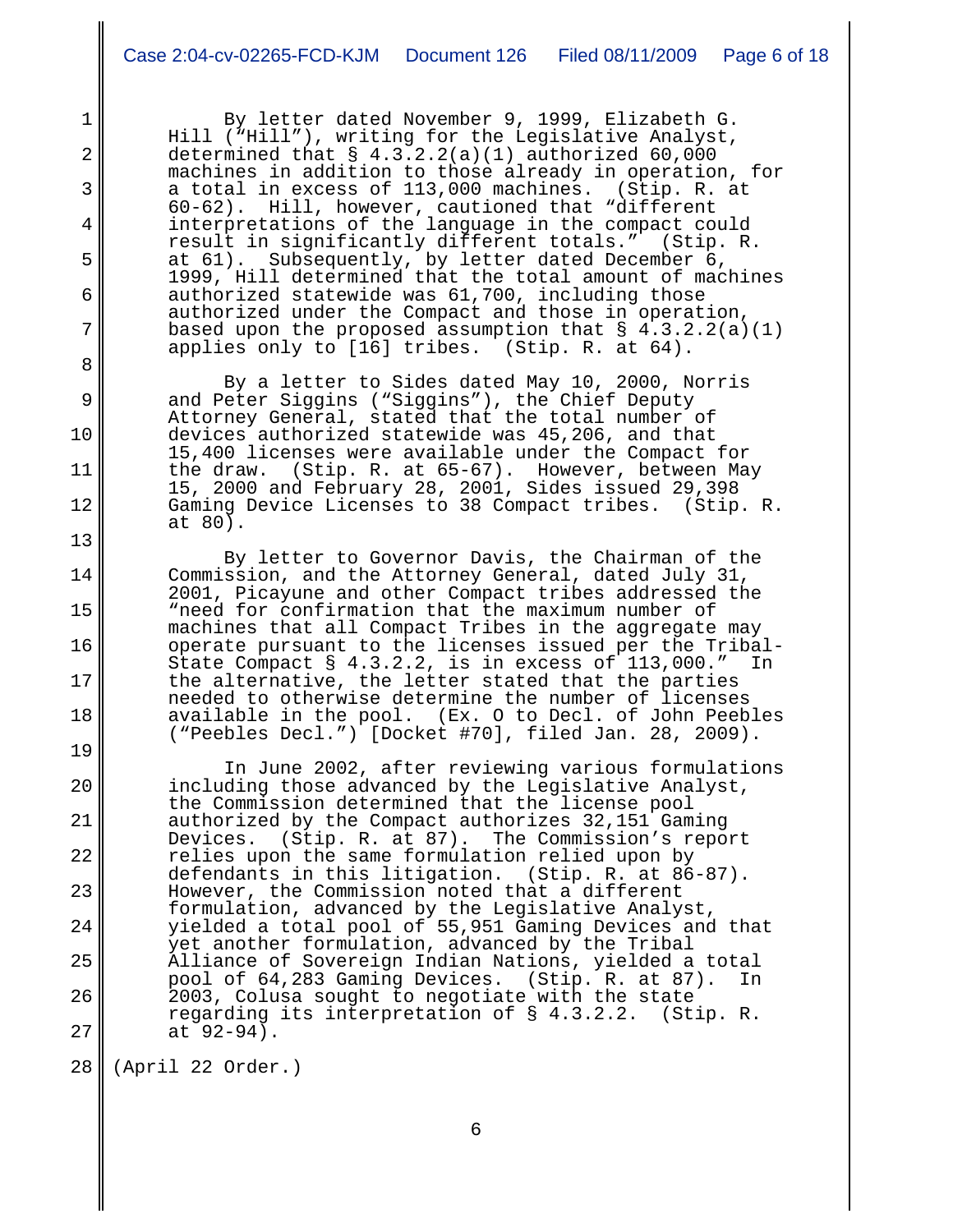By letter dated November 9, 1999, Elizabeth G. Hill ("Hill"), writing for the Legislative Analyst, determined that § 4.3.2.2(a)(1) authorized 60,000 machines in addition to those already in operation, for a total in excess of 113,000 machines. (Stip. R. at 60-62). Hill, however, cautioned that "different interpretations of the language in the compact could result in significantly different totals." (Stip. R. at 61). Subsequently, by letter dated December 6, 1999, Hill determined that the total amount of machines authorized statewide was 61,700, including those authorized under the Compact and those in operation, based upon the proposed assumption that § 4.3.2.2(a)(1) applies only to [16] tribes. (Stip. R. at 64).

By a letter to Sides dated May 10, 2000, Norris and Peter Siggins ("Siggins"), the Chief Deputy Attorney General, stated that the total number of devices authorized statewide was 45,206, and that 15,400 licenses were available under the Compact for the draw. (Stip. R. at 65-67). However, between May 15, 2000 and February 28, 2001, Sides issued 29,398 Gaming Device Licenses to 38 Compact tribes. (Stip. R. at 80).

By letter to Governor Davis, the Chairman of the Commission, and the Attorney General, dated July 31, 2001, Picayune and other Compact tribes addressed the "need for confirmation that the maximum number of machines that all Compact Tribes in the aggregate may operate pursuant to the licenses issued per the Tribal-State Compact § 4.3.2.2, is in excess of 113,000." In the alternative, the letter stated that the parties needed to otherwise determine the number of licenses available in the pool. (Ex. O to Decl. of John Peebles ("Peebles Decl.") [Docket #70], filed Jan. 28, 2009).

In June 2002, after reviewing various formulations including those advanced by the Legislative Analyst, the Commission determined that the license pool authorized by the Compact authorizes 32,151 Gaming Devices. (Stip. R. at 87). The Commission's report relies upon the same formulation relied upon by defendants in this litigation. (Stip. R. at 86-87). However, the Commission noted that a different formulation, advanced by the Legislative Analyst, yielded a total pool of 55,951 Gaming Devices and that yet another formulation, advanced by the Tribal Alliance of Sovereign Indian Nations, yielded a total pool of 64,283 Gaming Devices. (Stip. R. at 87). In 2003, Colusa sought to negotiate with the state regarding its interpretation of § 4.3.2.2. (Stip. R. at 92-94).

(April 22 Order.)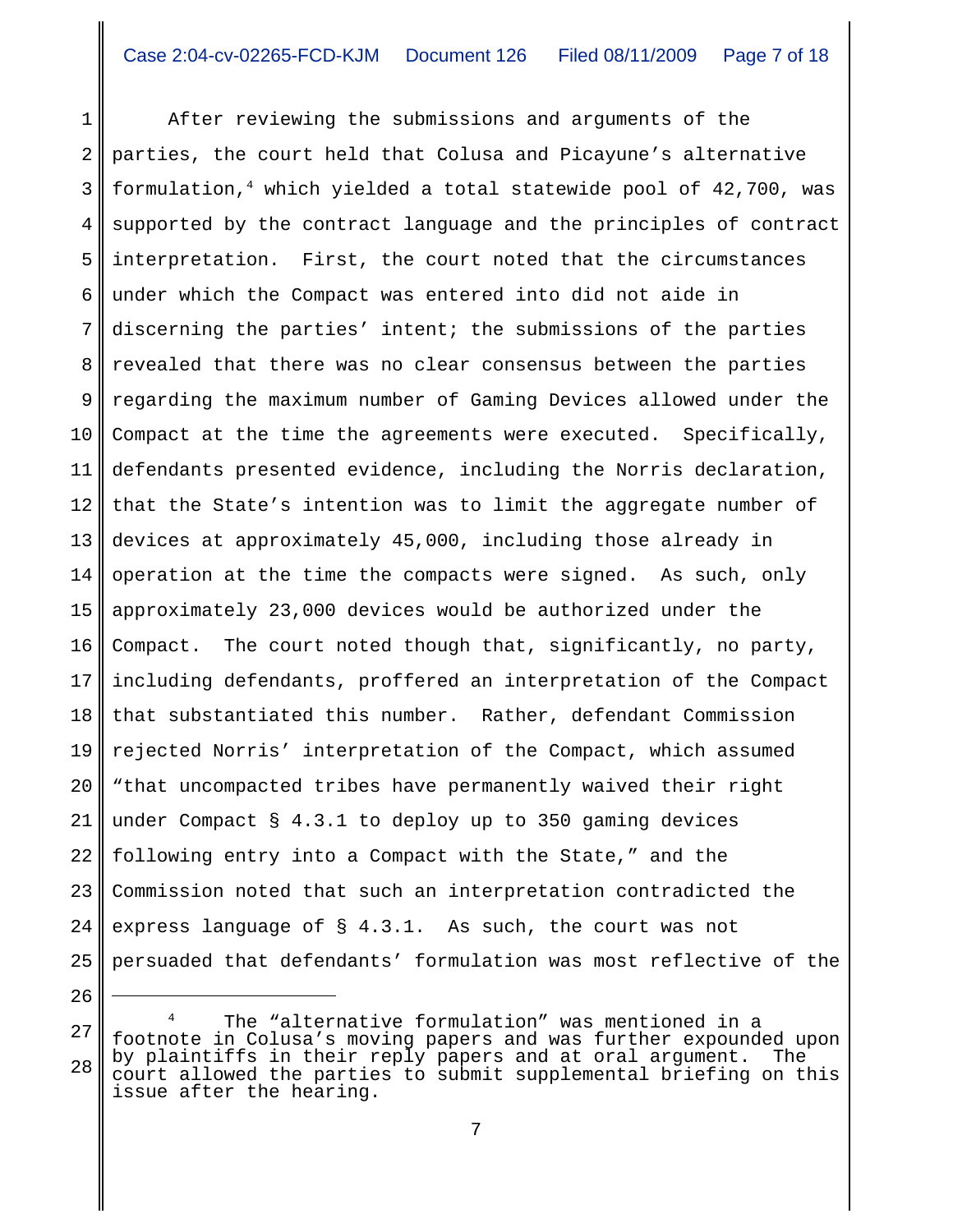After reviewing the submissions and arguments of the parties, the court held that Colusa and Picayune's alternative formulation,[4] which yielded a total statewide pool of 42,700, was supported by the contract language and the principles of contract interpretation. First, the court noted that the circumstances under which the Compact was entered into did not aide in discerning the parties' intent; the submissions of the parties revealed that there was no clear consensus between the parties regarding the maximum number of Gaming Devices allowed under the Compact at the time the agreements were executed. Specifically, defendants presented evidence, including the Norris declaration, that the State's intention was to limit the aggregate number of devices at approximately 45,000, including those already in operation at the time the compacts were signed. As such, only approximately 23,000 devices would be authorized under the Compact. The court noted though that, significantly, no party, including defendants, proffered an interpretation of the Compact that substantiated this number. Rather, defendant Commission rejected Norris' interpretation of the Compact, which assumed "that uncompacted tribes have permanently waived their right under Compact § 4.3.1 to deploy up to 350 gaming devices following entry into a Compact with the State," and the Commission noted that such an interpretation contradicted the express language of § 4.3.1. As such, the court was not persuaded that defendants' formulation was most reflective of the

---

[4] The "alternative formulation" was mentioned in a footnote in Colusa's moving papers and was further expounded upon by plaintiffs in their reply papers and at oral argument. The court allowed the parties to submit supplemental briefing on this issue after the hearing.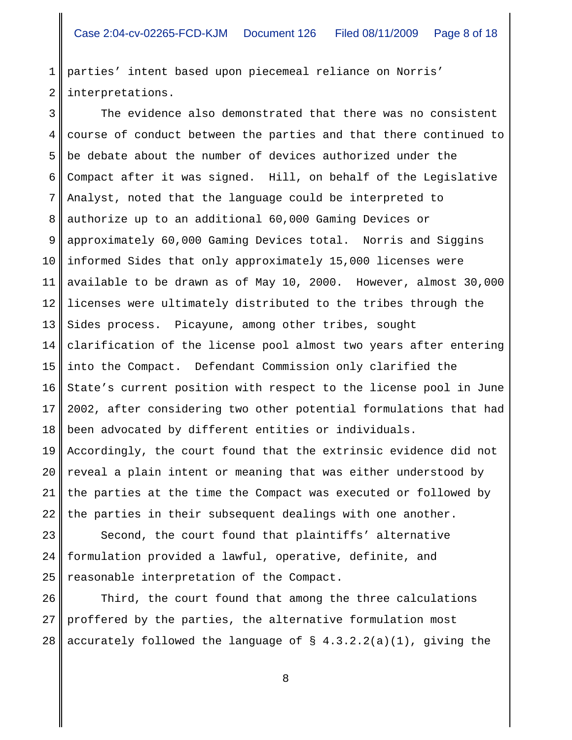parties' intent based upon piecemeal reliance on Norris' interpretations.

The evidence also demonstrated that there was no consistent course of conduct between the parties and that there continued to be debate about the number of devices authorized under the Compact after it was signed. Hill, on behalf of the Legislative Analyst, noted that the language could be interpreted to authorize up to an additional 60,000 Gaming Devices or approximately 60,000 Gaming Devices total. Norris and Siggins informed Sides that only approximately 15,000 licenses were available to be drawn as of May 10, 2000. However, almost 30,000 licenses were ultimately distributed to the tribes through the Sides process. Picayune, among other tribes, sought clarification of the license pool almost two years after entering into the Compact. Defendant Commission only clarified the State's current position with respect to the license pool in June 2002, after considering two other potential formulations that had been advocated by different entities or individuals. Accordingly, the court found that the extrinsic evidence did not reveal a plain intent or meaning that was either understood by the parties at the time the Compact was executed or followed by the parties in their subsequent dealings with one another.

Second, the court found that plaintiffs' alternative formulation provided a lawful, operative, definite, and reasonable interpretation of the Compact.

Third, the court found that among the three calculations proffered by the parties, the alternative formulation most accurately followed the language of § 4.3.2.2(a)(1), giving the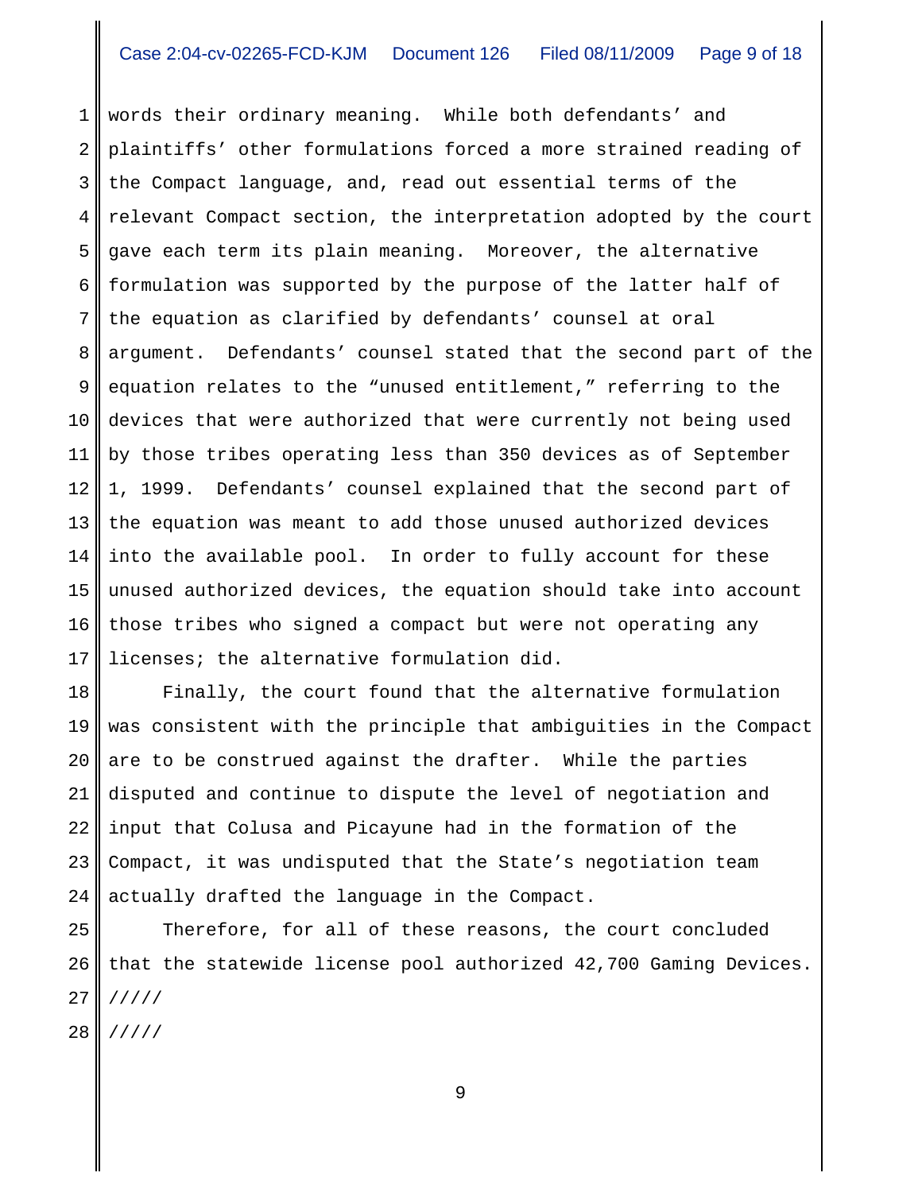words their ordinary meaning. While both defendants' and plaintiffs' other formulations forced a more strained reading of the Compact language, and, read out essential terms of the relevant Compact section, the interpretation adopted by the court gave each term its plain meaning. Moreover, the alternative formulation was supported by the purpose of the latter half of the equation as clarified by defendants' counsel at oral argument. Defendants' counsel stated that the second part of the equation relates to the "unused entitlement," referring to the devices that were authorized that were currently not being used by those tribes operating less than 350 devices as of September 1, 1999. Defendants' counsel explained that the second part of the equation was meant to add those unused authorized devices into the available pool. In order to fully account for these unused authorized devices, the equation should take into account those tribes who signed a compact but were not operating any licenses; the alternative formulation did.

Finally, the court found that the alternative formulation was consistent with the principle that ambiguities in the Compact are to be construed against the drafter. While the parties disputed and continue to dispute the level of negotiation and input that Colusa and Picayune had in the formation of the Compact, it was undisputed that the State's negotiation team actually drafted the language in the Compact.

Therefore, for all of these reasons, the court concluded that the statewide license pool authorized 42,700 Gaming Devices.

/////

/////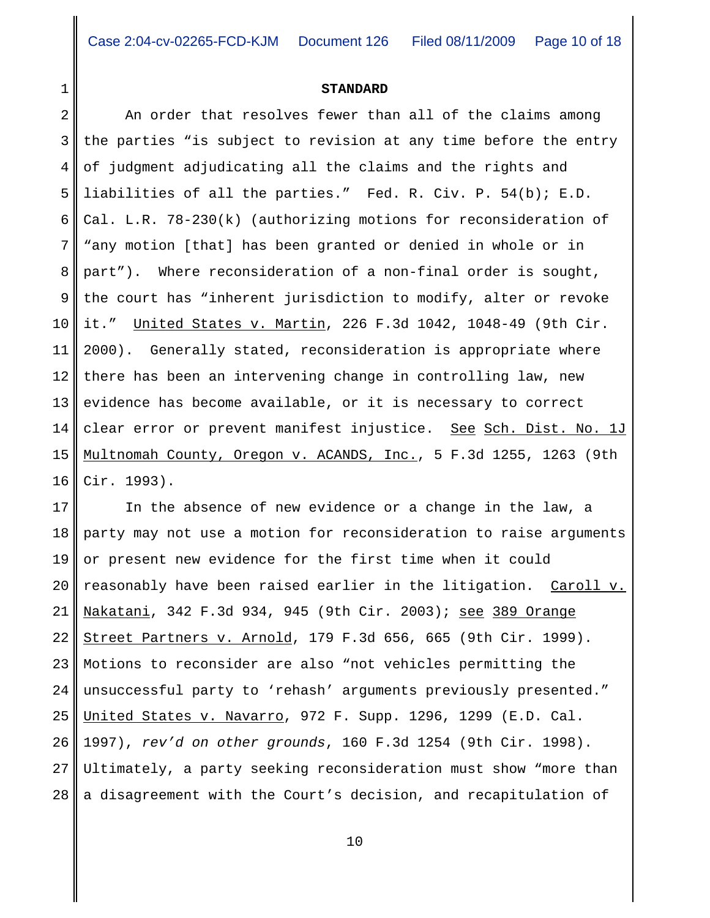**STANDARD**

An order that resolves fewer than all of the claims among the parties "is subject to revision at any time before the entry of judgment adjudicating all the claims and the rights and liabilities of all the parties." Fed. R. Civ. P. 54(b); E.D. Cal. L.R. 78-230(k) (authorizing motions for reconsideration of "any motion [that] has been granted or denied in whole or in part"). Where reconsideration of a non-final order is sought, the court has "inherent jurisdiction to modify, alter or revoke it." United States v. Martin, 226 F.3d 1042, 1048-49 (9th Cir. 2000). Generally stated, reconsideration is appropriate where there has been an intervening change in controlling law, new evidence has become available, or it is necessary to correct clear error or prevent manifest injustice. See Sch. Dist. No. 1J Multnomah County, Oregon v. ACANDS, Inc., 5 F.3d 1255, 1263 (9th Cir. 1993).

In the absence of new evidence or a change in the law, a party may not use a motion for reconsideration to raise arguments or present new evidence for the first time when it could reasonably have been raised earlier in the litigation. Caroll v. Nakatani, 342 F.3d 934, 945 (9th Cir. 2003); see 389 Orange Street Partners v. Arnold, 179 F.3d 656, 665 (9th Cir. 1999). Motions to reconsider are also "not vehicles permitting the unsuccessful party to 'rehash' arguments previously presented." United States v. Navarro, 972 F. Supp. 1296, 1299 (E.D. Cal. 1997), *rev'd on other grounds*, 160 F.3d 1254 (9th Cir. 1998). Ultimately, a party seeking reconsideration must show "more than a disagreement with the Court's decision, and recapitulation of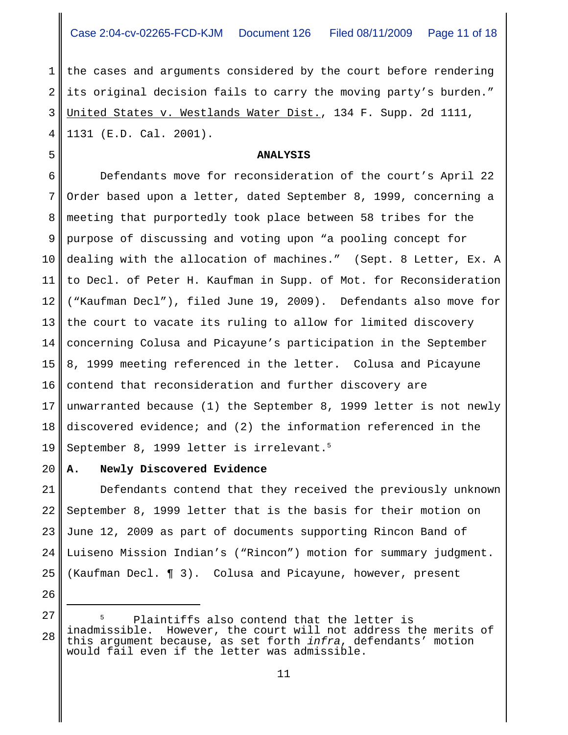the cases and arguments considered by the court before rendering its original decision fails to carry the moving party's burden." United States v. Westlands Water Dist., 134 F. Supp. 2d 1111, 1131 (E.D. Cal. 2001).

## ANALYSIS

Defendants move for reconsideration of the court's April 22 Order based upon a letter, dated September 8, 1999, concerning a meeting that purportedly took place between 58 tribes for the purpose of discussing and voting upon "a pooling concept for dealing with the allocation of machines." (Sept. 8 Letter, Ex. A to Decl. of Peter H. Kaufman in Supp. of Mot. for Reconsideration ("Kaufman Decl"), filed June 19, 2009). Defendants also move for the court to vacate its ruling to allow for limited discovery concerning Colusa and Picayune's participation in the September 8, 1999 meeting referenced in the letter. Colusa and Picayune contend that reconsideration and further discovery are unwarranted because (1) the September 8, 1999 letter is not newly discovered evidence; and (2) the information referenced in the September 8, 1999 letter is irrelevant.[5]

### A. Newly Discovered Evidence

Defendants contend that they received the previously unknown September 8, 1999 letter that is the basis for their motion on June 12, 2009 as part of documents supporting Rincon Band of Luiseno Mission Indian's ("Rincon") motion for summary judgment. (Kaufman Decl. ¶ 3). Colusa and Picayune, however, present

---

[5] Plaintiffs also contend that the letter is inadmissible. However, the court will not address the merits of this argument because, as set forth *infra*, defendants' motion would fail even if the letter was admissible.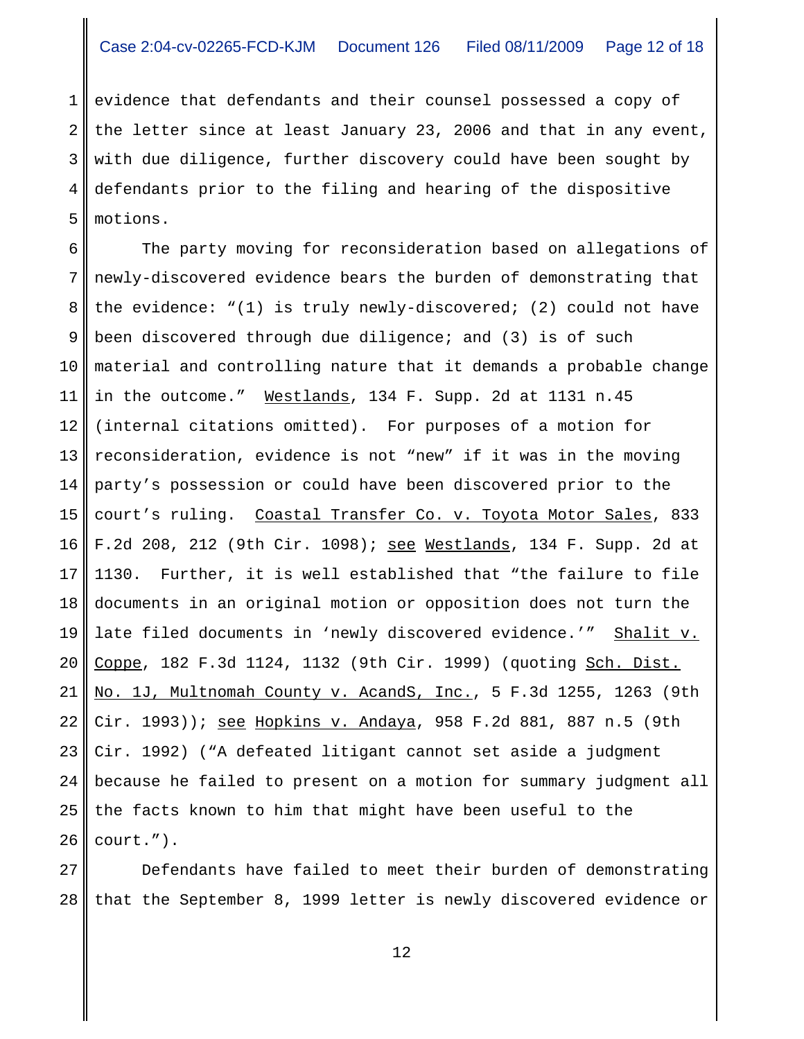evidence that defendants and their counsel possessed a copy of the letter since at least January 23, 2006 and that in any event, with due diligence, further discovery could have been sought by defendants prior to the filing and hearing of the dispositive motions.

The party moving for reconsideration based on allegations of newly-discovered evidence bears the burden of demonstrating that the evidence: "(1) is truly newly-discovered; (2) could not have been discovered through due diligence; and (3) is of such material and controlling nature that it demands a probable change in the outcome." Westlands, 134 F. Supp. 2d at 1131 n.45 (internal citations omitted). For purposes of a motion for reconsideration, evidence is not "new" if it was in the moving party's possession or could have been discovered prior to the court's ruling. Coastal Transfer Co. v. Toyota Motor Sales, 833 F.2d 208, 212 (9th Cir. 1098); see Westlands, 134 F. Supp. 2d at 1130. Further, it is well established that "the failure to file documents in an original motion or opposition does not turn the late filed documents in 'newly discovered evidence.'" Shalit v. Coppe, 182 F.3d 1124, 1132 (9th Cir. 1999) (quoting Sch. Dist. No. 1J, Multnomah County v. AcandS, Inc., 5 F.3d 1255, 1263 (9th Cir. 1993)); see Hopkins v. Andaya, 958 F.2d 881, 887 n.5 (9th Cir. 1992) ("A defeated litigant cannot set aside a judgment because he failed to present on a motion for summary judgment all the facts known to him that might have been useful to the court.").

Defendants have failed to meet their burden of demonstrating that the September 8, 1999 letter is newly discovered evidence or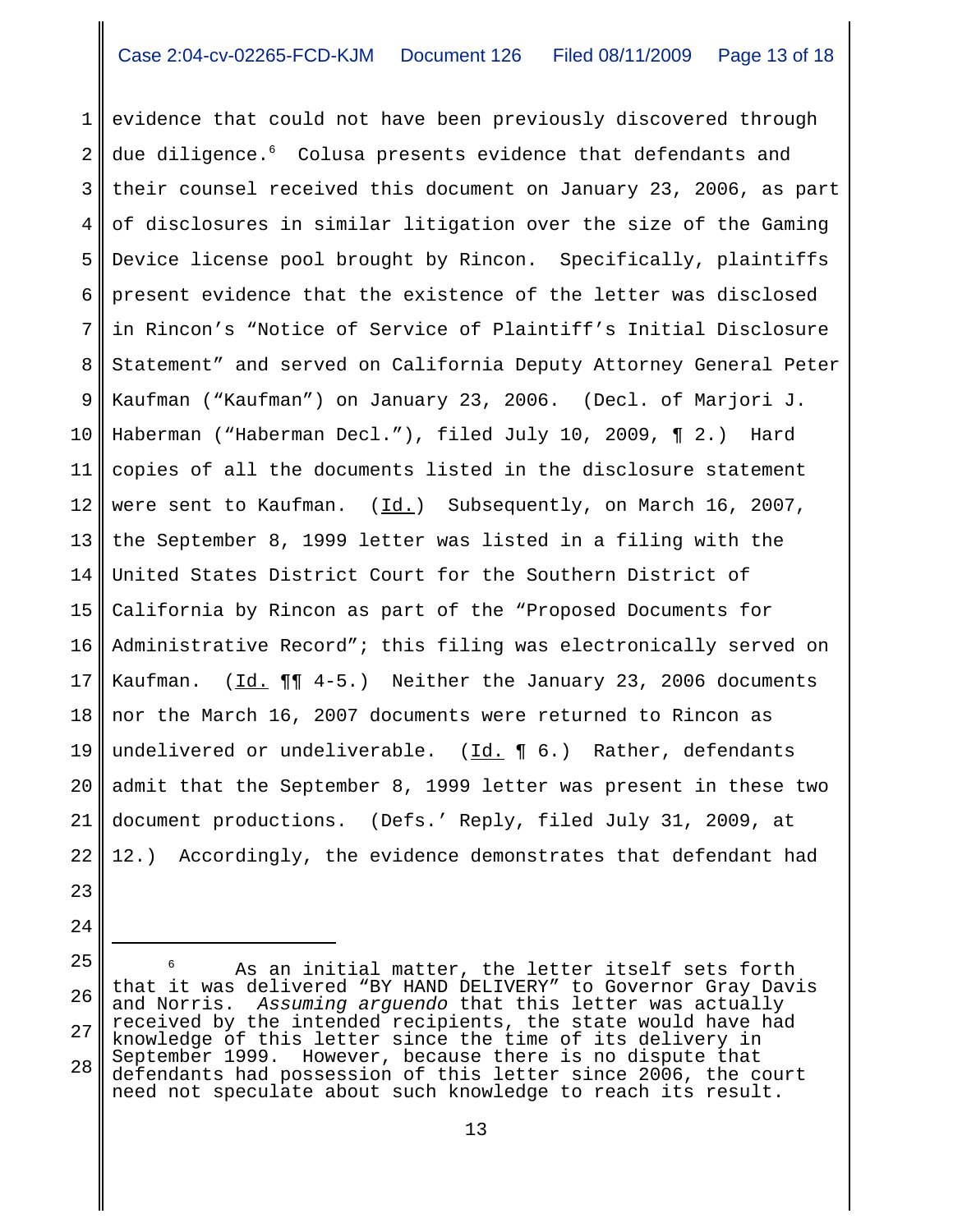evidence that could not have been previously discovered through due diligence.[6] Colusa presents evidence that defendants and their counsel received this document on January 23, 2006, as part of disclosures in similar litigation over the size of the Gaming Device license pool brought by Rincon. Specifically, plaintiffs present evidence that the existence of the letter was disclosed in Rincon's "Notice of Service of Plaintiff's Initial Disclosure Statement" and served on California Deputy Attorney General Peter Kaufman ("Kaufman") on January 23, 2006. (Decl. of Marjori J. Haberman ("Haberman Decl."), filed July 10, 2009, ¶ 2.) Hard copies of all the documents listed in the disclosure statement were sent to Kaufman. (Id.) Subsequently, on March 16, 2007, the September 8, 1999 letter was listed in a filing with the United States District Court for the Southern District of California by Rincon as part of the "Proposed Documents for Administrative Record"; this filing was electronically served on Kaufman. (Id. ¶¶ 4-5.) Neither the January 23, 2006 documents nor the March 16, 2007 documents were returned to Rincon as undelivered or undeliverable. (Id. ¶ 6.) Rather, defendants admit that the September 8, 1999 letter was present in these two document productions. (Defs.' Reply, filed July 31, 2009, at 12.) Accordingly, the evidence demonstrates that defendant had

---

[6] As an initial matter, the letter itself sets forth that it was delivered "BY HAND DELIVERY" to Governor Gray Davis and Norris. *Assuming arguendo* that this letter was actually received by the intended recipients, the state would have had knowledge of this letter since the time of its delivery in September 1999. However, because there is no dispute that defendants had possession of this letter since 2006, the court need not speculate about such knowledge to reach its result.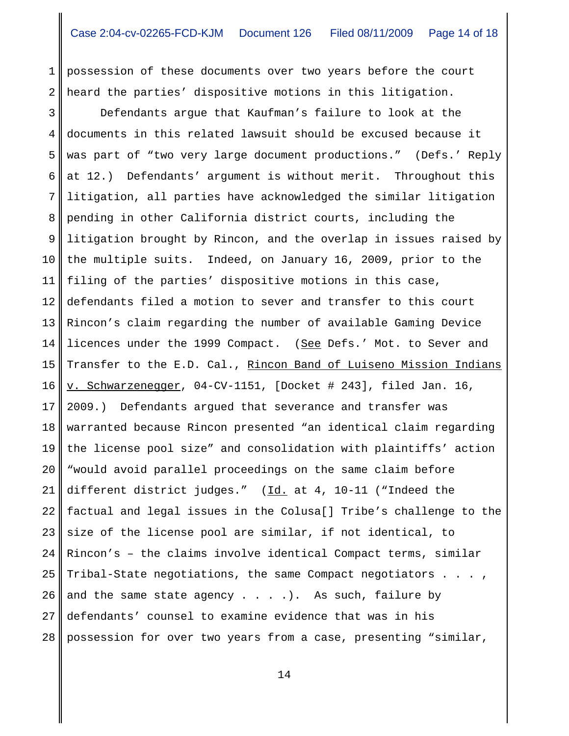possession of these documents over two years before the court heard the parties' dispositive motions in this litigation.

Defendants argue that Kaufman's failure to look at the documents in this related lawsuit should be excused because it was part of "two very large document productions." (Defs.' Reply at 12.) Defendants' argument is without merit. Throughout this litigation, all parties have acknowledged the similar litigation pending in other California district courts, including the litigation brought by Rincon, and the overlap in issues raised by the multiple suits. Indeed, on January 16, 2009, prior to the filing of the parties' dispositive motions in this case, defendants filed a motion to sever and transfer to this court Rincon's claim regarding the number of available Gaming Device licences under the 1999 Compact. (See Defs.' Mot. to Sever and Transfer to the E.D. Cal., Rincon Band of Luiseno Mission Indians v. Schwarzenegger, 04-CV-1151, [Docket # 243], filed Jan. 16, 2009.) Defendants argued that severance and transfer was warranted because Rincon presented "an identical claim regarding the license pool size" and consolidation with plaintiffs' action "would avoid parallel proceedings on the same claim before different district judges." (Id. at 4, 10-11 ("Indeed the factual and legal issues in the Colusa[] Tribe's challenge to the size of the license pool are similar, if not identical, to Rincon's – the claims involve identical Compact terms, similar Tribal-State negotiations, the same Compact negotiators . . . , and the same state agency . . . .). As such, failure by defendants' counsel to examine evidence that was in his possession for over two years from a case, presenting "similar,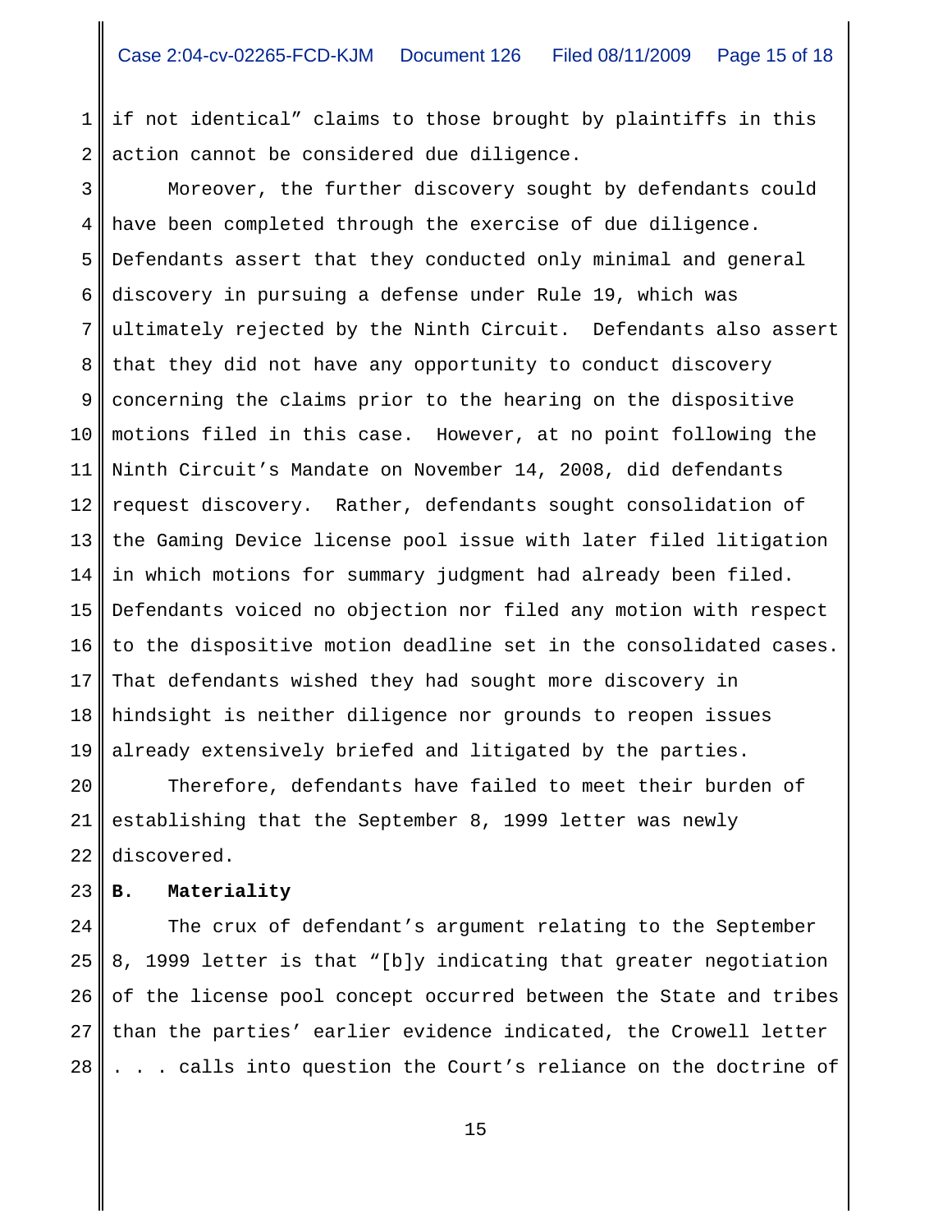if not identical" claims to those brought by plaintiffs in this action cannot be considered due diligence.

Moreover, the further discovery sought by defendants could have been completed through the exercise of due diligence. Defendants assert that they conducted only minimal and general discovery in pursuing a defense under Rule 19, which was ultimately rejected by the Ninth Circuit. Defendants also assert that they did not have any opportunity to conduct discovery concerning the claims prior to the hearing on the dispositive motions filed in this case. However, at no point following the Ninth Circuit's Mandate on November 14, 2008, did defendants request discovery. Rather, defendants sought consolidation of the Gaming Device license pool issue with later filed litigation in which motions for summary judgment had already been filed. Defendants voiced no objection nor filed any motion with respect to the dispositive motion deadline set in the consolidated cases. That defendants wished they had sought more discovery in hindsight is neither diligence nor grounds to reopen issues already extensively briefed and litigated by the parties.

Therefore, defendants have failed to meet their burden of establishing that the September 8, 1999 letter was newly discovered.

**B. Materiality**

The crux of defendant's argument relating to the September 8, 1999 letter is that "[b]y indicating that greater negotiation of the license pool concept occurred between the State and tribes than the parties' earlier evidence indicated, the Crowell letter . . . calls into question the Court's reliance on the doctrine of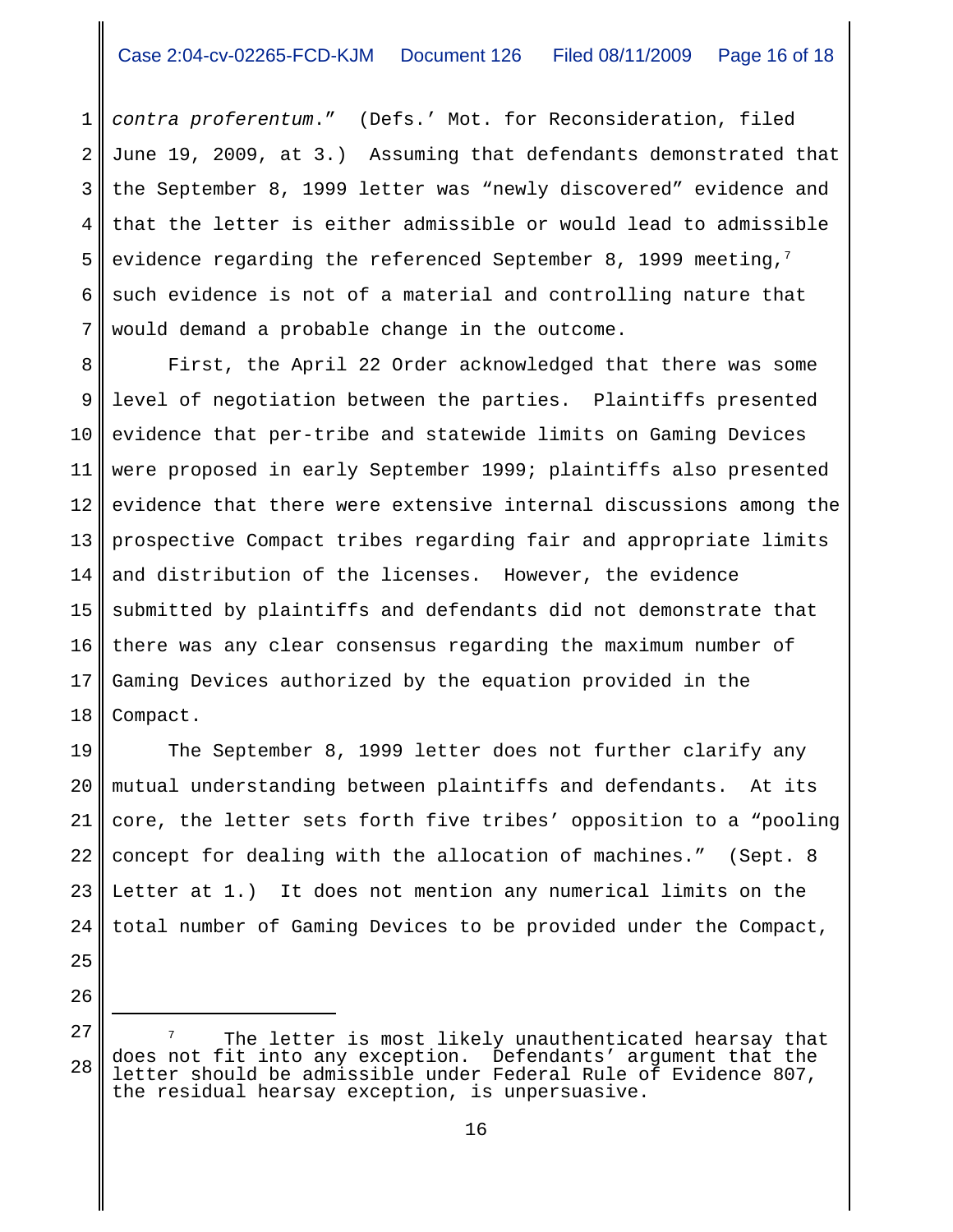*contra proferentum*." (Defs.' Mot. for Reconsideration, filed June 19, 2009, at 3.) Assuming that defendants demonstrated that the September 8, 1999 letter was "newly discovered" evidence and that the letter is either admissible or would lead to admissible evidence regarding the referenced September 8, 1999 meeting,[7] such evidence is not of a material and controlling nature that would demand a probable change in the outcome.

First, the April 22 Order acknowledged that there was some level of negotiation between the parties. Plaintiffs presented evidence that per-tribe and statewide limits on Gaming Devices were proposed in early September 1999; plaintiffs also presented evidence that there were extensive internal discussions among the prospective Compact tribes regarding fair and appropriate limits and distribution of the licenses. However, the evidence submitted by plaintiffs and defendants did not demonstrate that there was any clear consensus regarding the maximum number of Gaming Devices authorized by the equation provided in the Compact.

The September 8, 1999 letter does not further clarify any mutual understanding between plaintiffs and defendants. At its core, the letter sets forth five tribes' opposition to a "pooling concept for dealing with the allocation of machines." (Sept. 8 Letter at 1.) It does not mention any numerical limits on the total number of Gaming Devices to be provided under the Compact,

---

[7] The letter is most likely unauthenticated hearsay that does not fit into any exception. Defendants' argument that the letter should be admissible under Federal Rule of Evidence 807, the residual hearsay exception, is unpersuasive.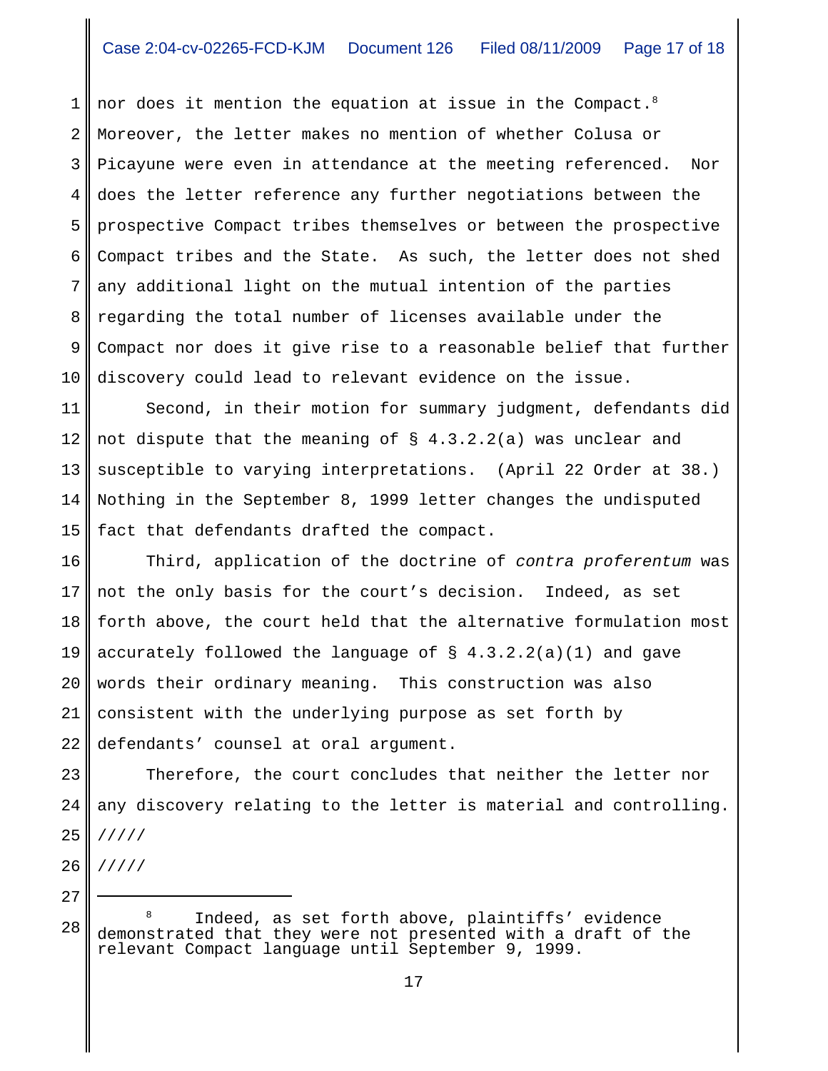nor does it mention the equation at issue in the Compact.[8] Moreover, the letter makes no mention of whether Colusa or Picayune were even in attendance at the meeting referenced. Nor does the letter reference any further negotiations between the prospective Compact tribes themselves or between the prospective Compact tribes and the State. As such, the letter does not shed any additional light on the mutual intention of the parties regarding the total number of licenses available under the Compact nor does it give rise to a reasonable belief that further discovery could lead to relevant evidence on the issue.

Second, in their motion for summary judgment, defendants did not dispute that the meaning of § 4.3.2.2(a) was unclear and susceptible to varying interpretations. (April 22 Order at 38.) Nothing in the September 8, 1999 letter changes the undisputed fact that defendants drafted the compact.

Third, application of the doctrine of *contra proferentum* was not the only basis for the court's decision. Indeed, as set forth above, the court held that the alternative formulation most accurately followed the language of § 4.3.2.2(a)(1) and gave words their ordinary meaning. This construction was also consistent with the underlying purpose as set forth by defendants' counsel at oral argument.

Therefore, the court concludes that neither the letter nor any discovery relating to the letter is material and controlling.

/////

/////

---

[8] Indeed, as set forth above, plaintiffs' evidence demonstrated that they were not presented with a draft of the relevant Compact language until September 9, 1999.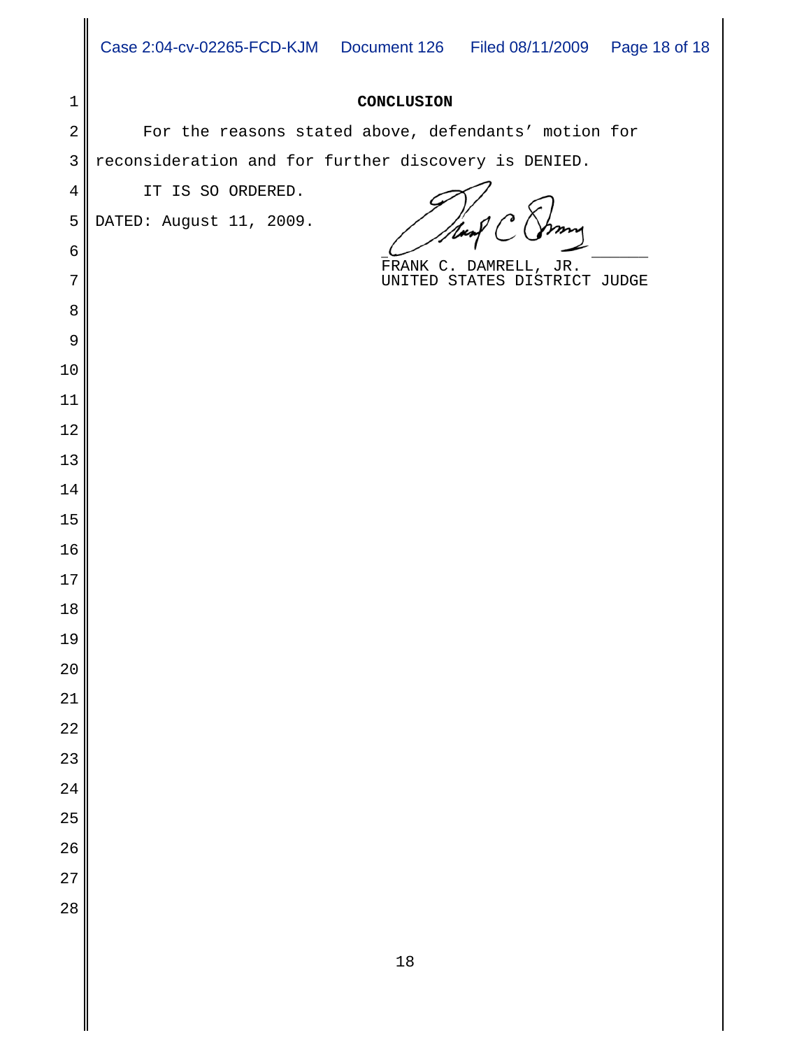## CONCLUSION

For the reasons stated above, defendants' motion for reconsideration and for further discovery is DENIED.

IT IS SO ORDERED.

DATED: August 11, 2009.

FRANK C. DAMRELL, JR.
UNITED STATES DISTRICT JUDGE